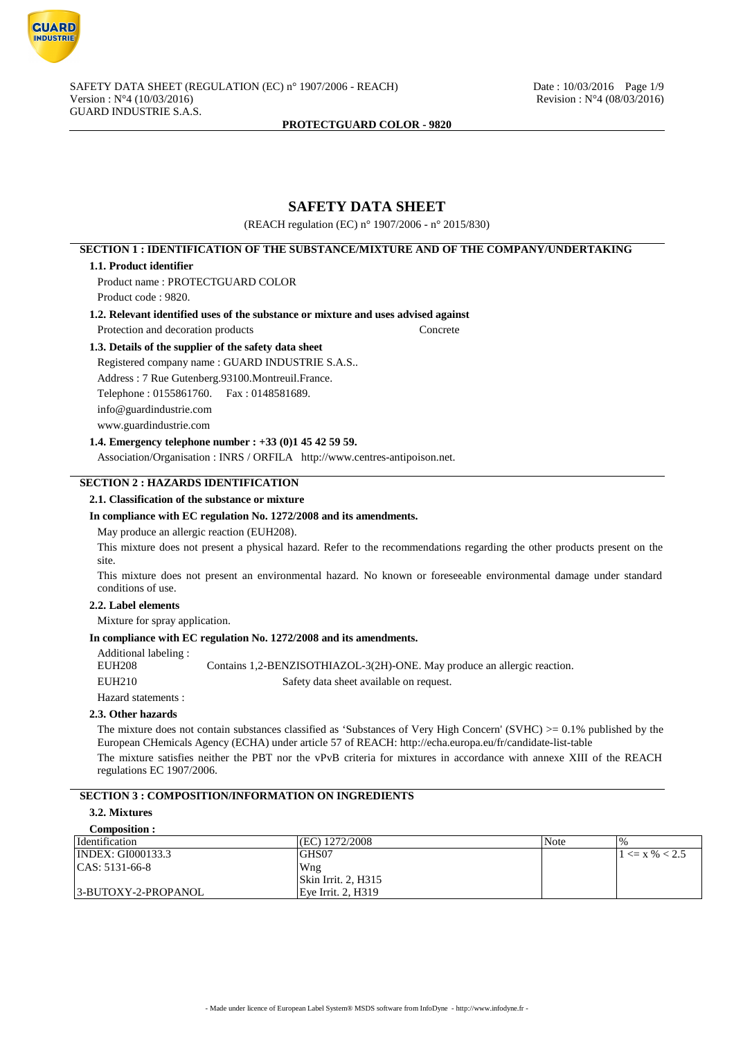# SAFETY DATA SHEET

(REACH regulation (EC) n° 1907/2006 - n° 2015/830)

## SECTION 1 : IDENTIFICATION OF THE SUBSTANCE/MIXTURE AND OF THE COMPANY/UNDERTAKING

### 1.1. Product identifier

Product name : PROTECTGUARD COLOR

Product code : 9820.

### 1.2. Relevant identified uses of the substance or mixture and uses advised against

Protection and decoration products    Concrete

### 1.3. Details of the supplier of the safety data sheet

Registered company name : GUARD INDUSTRIE S.A.S..

Address : 7 Rue Gutenberg.93100.Montreuil.France.

Telephone : 0155861760.    Fax : 0148581689.

info@guardindustrie.com

www.guardindustrie.com

### 1.4. Emergency telephone number : +33 (0)1 45 42 59 59.

Association/Organisation : INRS / ORFILA   http://www.centres-antipoison.net.

## SECTION 2 : HAZARDS IDENTIFICATION

### 2.1. Classification of the substance or mixture

**In compliance with EC regulation No. 1272/2008 and its amendments.**

May produce an allergic reaction (EUH208).

This mixture does not present a physical hazard. Refer to the recommendations regarding the other products present on the site.

This mixture does not present an environmental hazard. No known or foreseeable environmental damage under standard conditions of use.

### 2.2. Label elements

Mixture for spray application.

**In compliance with EC regulation No. 1272/2008 and its amendments.**

Additional labeling :

EUH208    Contains 1,2-BENZISOTHIAZOL-3(2H)-ONE. May produce an allergic reaction.

EUH210    Safety data sheet available on request.

Hazard statements :

### 2.3. Other hazards

The mixture does not contain substances classified as 'Substances of Very High Concern' (SVHC) >= 0.1% published by the European CHemicals Agency (ECHA) under article 57 of REACH: http://echa.europa.eu/fr/candidate-list-table

The mixture satisfies neither the PBT nor the vPvB criteria for mixtures in accordance with annexe XIII of the REACH regulations EC 1907/2006.

## SECTION 3 : COMPOSITION/INFORMATION ON INGREDIENTS

### 3.2. Mixtures

**Composition :**

| Identification | (EC) 1272/2008 | Note | % |
|---|---|---|---|
| INDEX: GI000133.3<br>CAS: 5131-66-8<br><br>3-BUTOXY-2-PROPANOL | GHS07<br>Wng<br>Skin Irrit. 2, H315<br>Eye Irrit. 2, H319 | | 1 <= x % < 2.5 |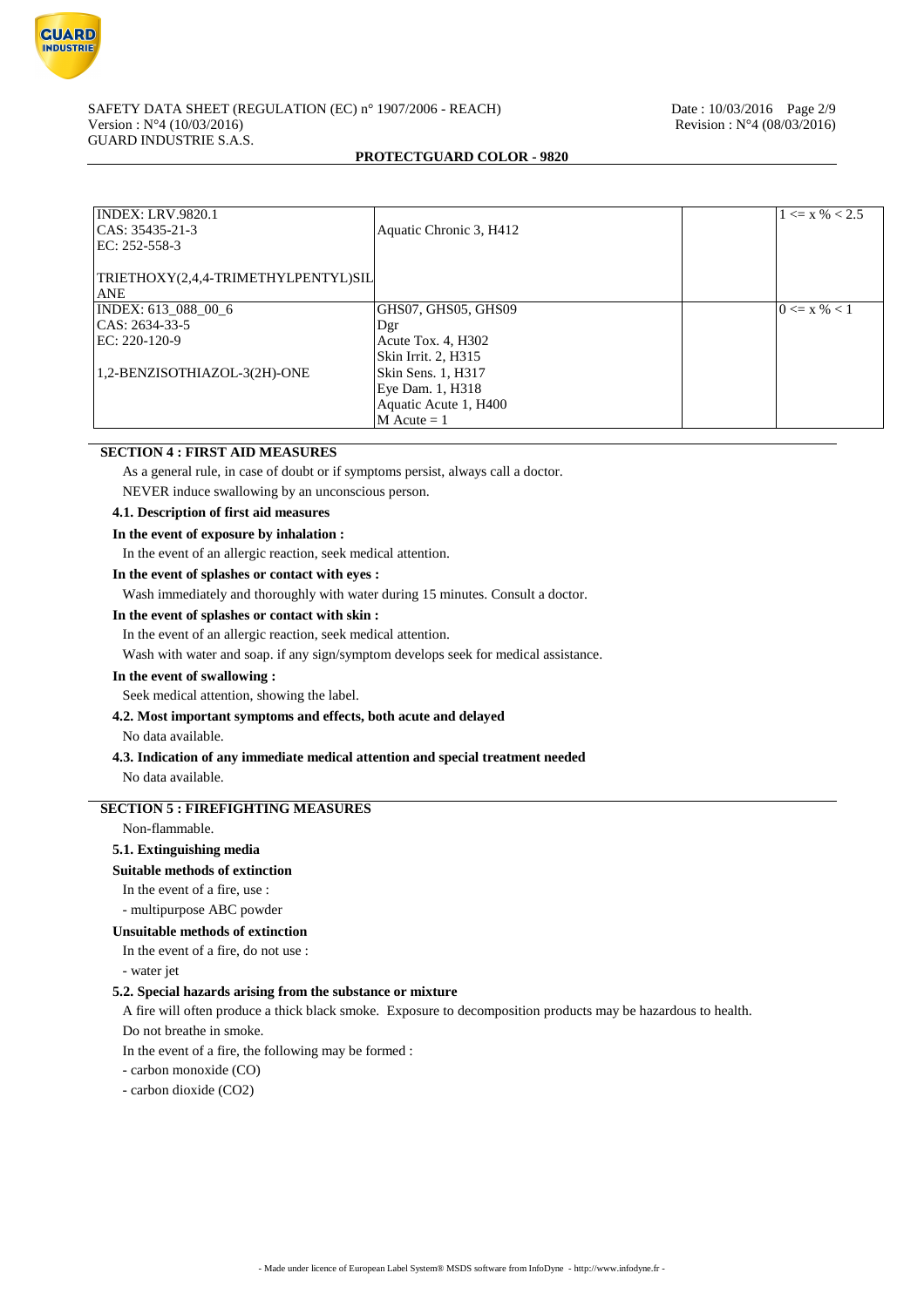| | | | |
|---|---|---|---|
| INDEX: LRV.9820.1<br>CAS: 35435-21-3<br>EC: 252-558-3<br><br>TRIETHOXY(2,4,4-TRIMETHYLPENTYL)SILANE | Aquatic Chronic 3, H412 | | 1 <= x % < 2.5 |
| INDEX: 613_088_00_6<br>CAS: 2634-33-5<br>EC: 220-120-9<br><br>1,2-BENZISOTHIAZOL-3(2H)-ONE | GHS07, GHS05, GHS09<br>Dgr<br>Acute Tox. 4, H302<br>Skin Irrit. 2, H315<br>Skin Sens. 1, H317<br>Eye Dam. 1, H318<br>Aquatic Acute 1, H400<br>M Acute = 1 | | 0 <= x % < 1 |

## SECTION 4 : FIRST AID MEASURES

As a general rule, in case of doubt or if symptoms persist, always call a doctor.

NEVER induce swallowing by an unconscious person.

### 4.1. Description of first aid measures

**In the event of exposure by inhalation :**

In the event of an allergic reaction, seek medical attention.

**In the event of splashes or contact with eyes :**

Wash immediately and thoroughly with water during 15 minutes. Consult a doctor.

**In the event of splashes or contact with skin :**

In the event of an allergic reaction, seek medical attention.

Wash with water and soap. if any sign/symptom develops seek for medical assistance.

**In the event of swallowing :**

Seek medical attention, showing the label.

### 4.2. Most important symptoms and effects, both acute and delayed

No data available.

### 4.3. Indication of any immediate medical attention and special treatment needed

No data available.

## SECTION 5 : FIREFIGHTING MEASURES

Non-flammable.

### 5.1. Extinguishing media

**Suitable methods of extinction**

In the event of a fire, use :

- multipurpose ABC powder

**Unsuitable methods of extinction**

In the event of a fire, do not use :

- water jet

### 5.2. Special hazards arising from the substance or mixture

A fire will often produce a thick black smoke. Exposure to decomposition products may be hazardous to health.

Do not breathe in smoke.

In the event of a fire, the following may be formed :

- carbon monoxide (CO)
- carbon dioxide ($CO_2$)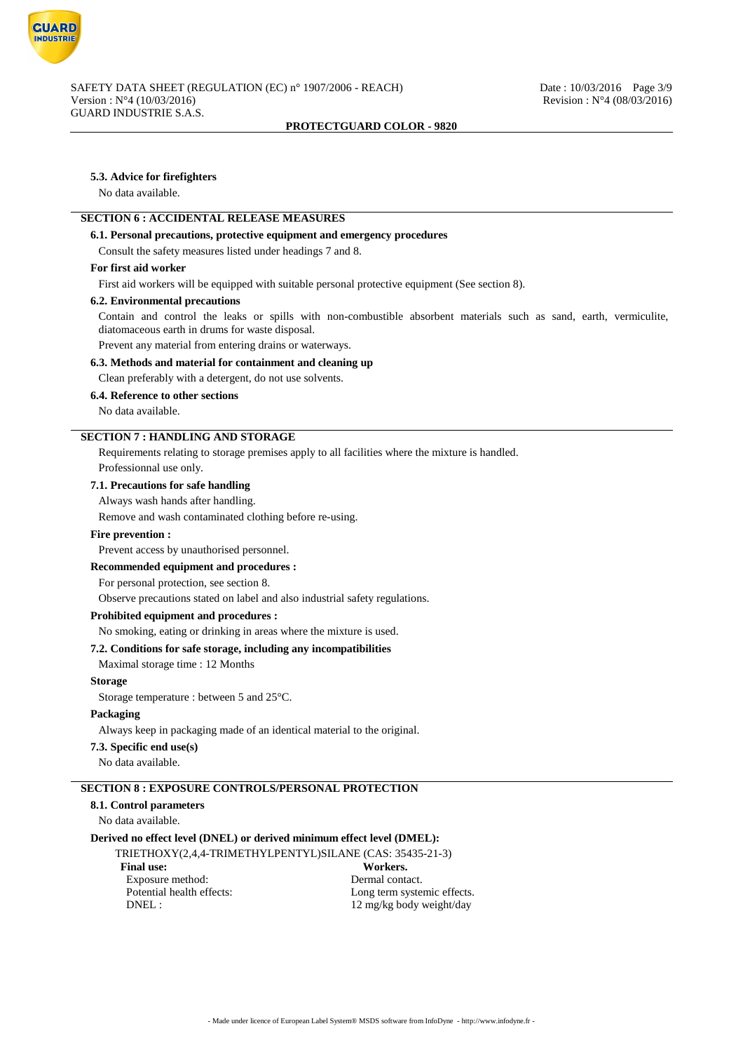#### 5.3. Advice for firefighters

No data available.

## SECTION 6 : ACCIDENTAL RELEASE MEASURES

#### 6.1. Personal precautions, protective equipment and emergency procedures

Consult the safety measures listed under headings 7 and 8.

**For first aid worker**

First aid workers will be equipped with suitable personal protective equipment (See section 8).

#### 6.2. Environmental precautions

Contain and control the leaks or spills with non-combustible absorbent materials such as sand, earth, vermiculite, diatomaceous earth in drums for waste disposal.

Prevent any material from entering drains or waterways.

#### 6.3. Methods and material for containment and cleaning up

Clean preferably with a detergent, do not use solvents.

#### 6.4. Reference to other sections

No data available.

## SECTION 7 : HANDLING AND STORAGE

Requirements relating to storage premises apply to all facilities where the mixture is handled.

Professionnal use only.

#### 7.1. Precautions for safe handling

Always wash hands after handling.

Remove and wash contaminated clothing before re-using.

**Fire prevention :**

Prevent access by unauthorised personnel.

**Recommended equipment and procedures :**

For personal protection, see section 8.

Observe precautions stated on label and also industrial safety regulations.

**Prohibited equipment and procedures :**

No smoking, eating or drinking in areas where the mixture is used.

#### 7.2. Conditions for safe storage, including any incompatibilities

Maximal storage time : 12 Months

**Storage**

Storage temperature : between 5 and 25°C.

**Packaging**

Always keep in packaging made of an identical material to the original.

#### 7.3. Specific end use(s)

No data available.

## SECTION 8 : EXPOSURE CONTROLS/PERSONAL PROTECTION

#### 8.1. Control parameters

No data available.

**Derived no effect level (DNEL) or derived minimum effect level (DMEL):**

TRIETHOXY(2,4,4-TRIMETHYLPENTYL)SILANE (CAS: 35435-21-3)

| **Final use:** | **Workers.** |
|---|---|
| Exposure method: | Dermal contact. |
| Potential health effects: | Long term systemic effects. |
| DNEL : | 12 mg/kg body weight/day |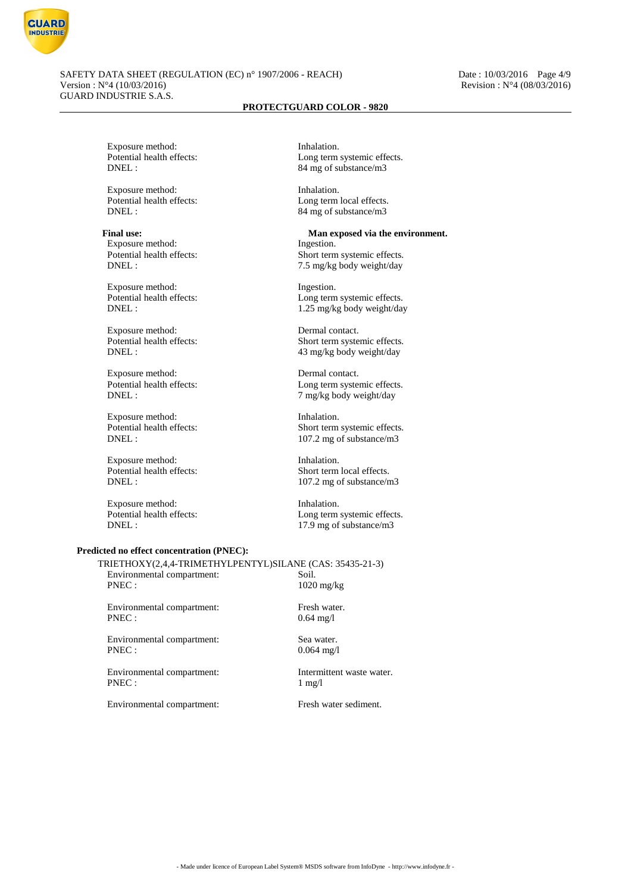Exposure method: Inhalation.
Potential health effects: Long term systemic effects.
DNEL : 84 mg of substance/m3

Exposure method: Inhalation.
Potential health effects: Long term local effects.
DNEL : 84 mg of substance/m3

**Final use:** **Man exposed via the environment.**
Exposure method: Ingestion.
Potential health effects: Short term systemic effects.
DNEL : 7.5 mg/kg body weight/day

Exposure method: Ingestion.
Potential health effects: Long term systemic effects.
DNEL : 1.25 mg/kg body weight/day

Exposure method: Dermal contact.
Potential health effects: Short term systemic effects.
DNEL : 43 mg/kg body weight/day

Exposure method: Dermal contact.
Potential health effects: Long term systemic effects.
DNEL : 7 mg/kg body weight/day

Exposure method: Inhalation.
Potential health effects: Short term systemic effects.
DNEL : 107.2 mg of substance/m3

Exposure method: Inhalation.
Potential health effects: Short term local effects.
DNEL : 107.2 mg of substance/m3

Exposure method: Inhalation.
Potential health effects: Long term systemic effects.
DNEL : 17.9 mg of substance/m3

**Predicted no effect concentration (PNEC):**

TRIETHOXY(2,4,4-TRIMETHYLPENTYL)SILANE (CAS: 35435-21-3)

Environmental compartment: Soil.
PNEC : 1020 mg/kg

Environmental compartment: Fresh water.
PNEC : 0.64 mg/l

Environmental compartment: Sea water.
PNEC : 0.064 mg/l

Environmental compartment: Intermittent waste water.
PNEC : 1 mg/l

Environmental compartment: Fresh water sediment.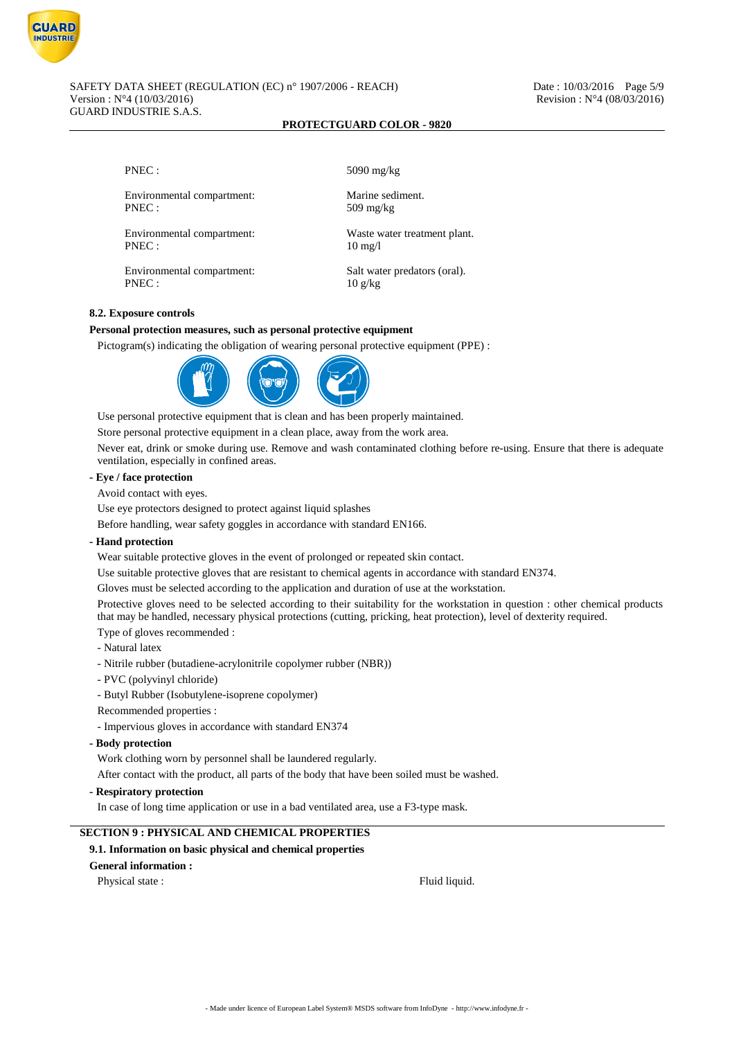PNEC : 5090 mg/kg

Environmental compartment: Marine sediment.
PNEC : 509 mg/kg

Environmental compartment: Waste water treatment plant.
PNEC : 10 mg/l

Environmental compartment: Salt water predators (oral).
PNEC : 10 g/kg

**8.2. Exposure controls**

**Personal protection measures, such as personal protective equipment**

Pictogram(s) indicating the obligation of wearing personal protective equipment (PPE) :

Use personal protective equipment that is clean and has been properly maintained.

Store personal protective equipment in a clean place, away from the work area.

Never eat, drink or smoke during use. Remove and wash contaminated clothing before re-using. Ensure that there is adequate ventilation, especially in confined areas.

**- Eye / face protection**

Avoid contact with eyes.

Use eye protectors designed to protect against liquid splashes

Before handling, wear safety goggles in accordance with standard EN166.

**- Hand protection**

Wear suitable protective gloves in the event of prolonged or repeated skin contact.

Use suitable protective gloves that are resistant to chemical agents in accordance with standard EN374.

Gloves must be selected according to the application and duration of use at the workstation.

Protective gloves need to be selected according to their suitability for the workstation in question : other chemical products that may be handled, necessary physical protections (cutting, pricking, heat protection), level of dexterity required.

Type of gloves recommended :

- Natural latex
- Nitrile rubber (butadiene-acrylonitrile copolymer rubber (NBR))
- PVC (polyvinyl chloride)
- Butyl Rubber (Isobutylene-isoprene copolymer)

Recommended properties :

- Impervious gloves in accordance with standard EN374

**- Body protection**

Work clothing worn by personnel shall be laundered regularly.

After contact with the product, all parts of the body that have been soiled must be washed.

**- Respiratory protection**

In case of long time application or use in a bad ventilated area, use a F3-type mask.

## SECTION 9 : PHYSICAL AND CHEMICAL PROPERTIES

**9.1. Information on basic physical and chemical properties**

**General information :**

Physical state : Fluid liquid.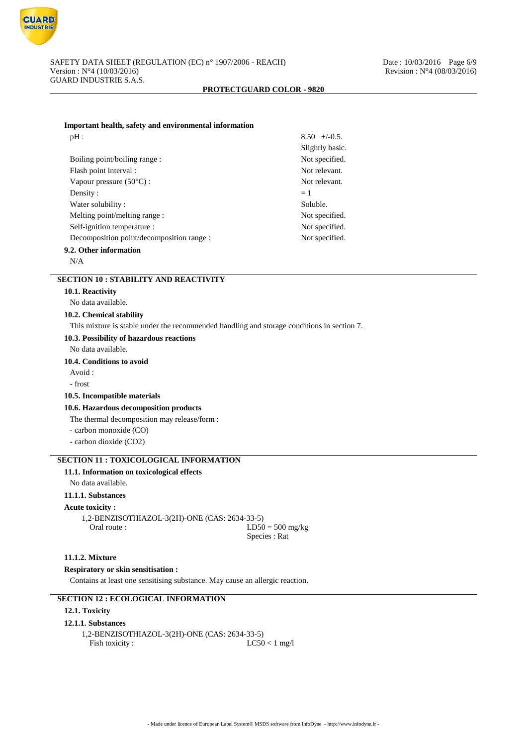**Important health, safety and environmental information**

| | |
|---|---|
| pH : | 8.50 +/-0.5.<br>Slightly basic. |
| Boiling point/boiling range : | Not specified. |
| Flash point interval : | Not relevant. |
| Vapour pressure (50°C) : | Not relevant. |
| Density : | = 1 |
| Water solubility : | Soluble. |
| Melting point/melting range : | Not specified. |
| Self-ignition temperature : | Not specified. |
| Decomposition point/decomposition range : | Not specified. |

**9.2. Other information**

N/A

## SECTION 10 : STABILITY AND REACTIVITY

**10.1. Reactivity**

No data available.

**10.2. Chemical stability**

This mixture is stable under the recommended handling and storage conditions in section 7.

**10.3. Possibility of hazardous reactions**

No data available.

**10.4. Conditions to avoid**

Avoid :

- frost

**10.5. Incompatible materials**

**10.6. Hazardous decomposition products**

The thermal decomposition may release/form :

- carbon monoxide (CO)
- carbon dioxide ($CO_2$)

## SECTION 11 : TOXICOLOGICAL INFORMATION

**11.1. Information on toxicological effects**

No data available.

**11.1.1. Substances**

**Acute toxicity :**

1,2-BENZISOTHIAZOL-3(2H)-ONE (CAS: 2634-33-5)

| | |
|---|---|
| Oral route : | LD50 = 500 mg/kg<br>Species : Rat |

**11.1.2. Mixture**

**Respiratory or skin sensitisation :**

Contains at least one sensitising substance. May cause an allergic reaction.

## SECTION 12 : ECOLOGICAL INFORMATION

**12.1. Toxicity**

**12.1.1. Substances**

1,2-BENZISOTHIAZOL-3(2H)-ONE (CAS: 2634-33-5)

| | |
|---|---|
| Fish toxicity : | LC50 < 1 mg/l |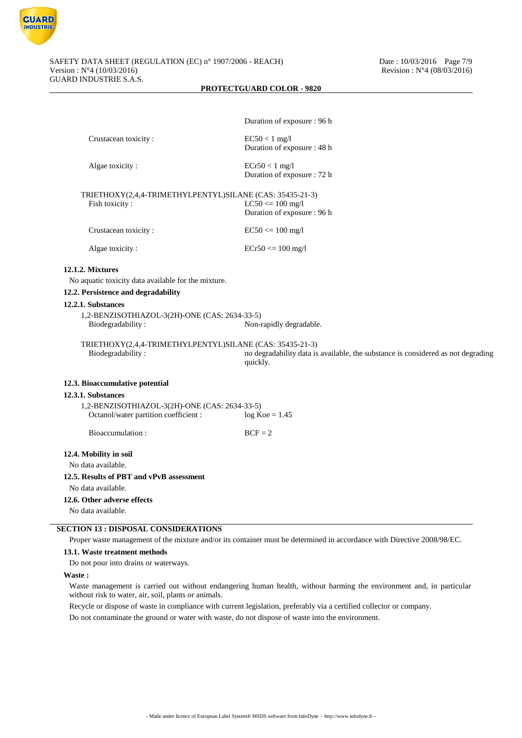Duration of exposure : 96 h

Crustacean toxicity : EC50 < 1 mg/l
Duration of exposure : 48 h

Algae toxicity : ECr50 < 1 mg/l
Duration of exposure : 72 h

TRIETHOXY(2,4,4-TRIMETHYLPENTYL)SILANE (CAS: 35435-21-3)

Fish toxicity : LC50 <= 100 mg/l
Duration of exposure : 96 h

Crustacean toxicity : EC50 <= 100 mg/l

Algae toxicity : ECr50 <= 100 mg/l

#### 12.1.2. Mixtures

No aquatic toxicity data available for the mixture.

### 12.2. Persistence and degradability

#### 12.2.1. Substances

1,2-BENZISOTHIAZOL-3(2H)-ONE (CAS: 2634-33-5)

Biodegradability : Non-rapidly degradable.

TRIETHOXY(2,4,4-TRIMETHYLPENTYL)SILANE (CAS: 35435-21-3)

Biodegradability : no degradability data is available, the substance is considered as not degrading quickly.

### 12.3. Bioaccumulative potential

#### 12.3.1. Substances

1,2-BENZISOTHIAZOL-3(2H)-ONE (CAS: 2634-33-5)

Octanol/water partition coefficient : log Koe = 1.45

Bioaccumulation : BCF = 2

### 12.4. Mobility in soil

No data available.

### 12.5. Results of PBT and vPvB assessment

No data available.

### 12.6. Other adverse effects

No data available.

## SECTION 13 : DISPOSAL CONSIDERATIONS

Proper waste management of the mixture and/or its container must be determined in accordance with Directive 2008/98/EC.

### 13.1. Waste treatment methods

Do not pour into drains or waterways.

**Waste :**

Waste management is carried out without endangering human health, without harming the environment and, in particular without risk to water, air, soil, plants or animals.

Recycle or dispose of waste in compliance with current legislation, preferably via a certified collector or company.

Do not contaminate the ground or water with waste, do not dispose of waste into the environment.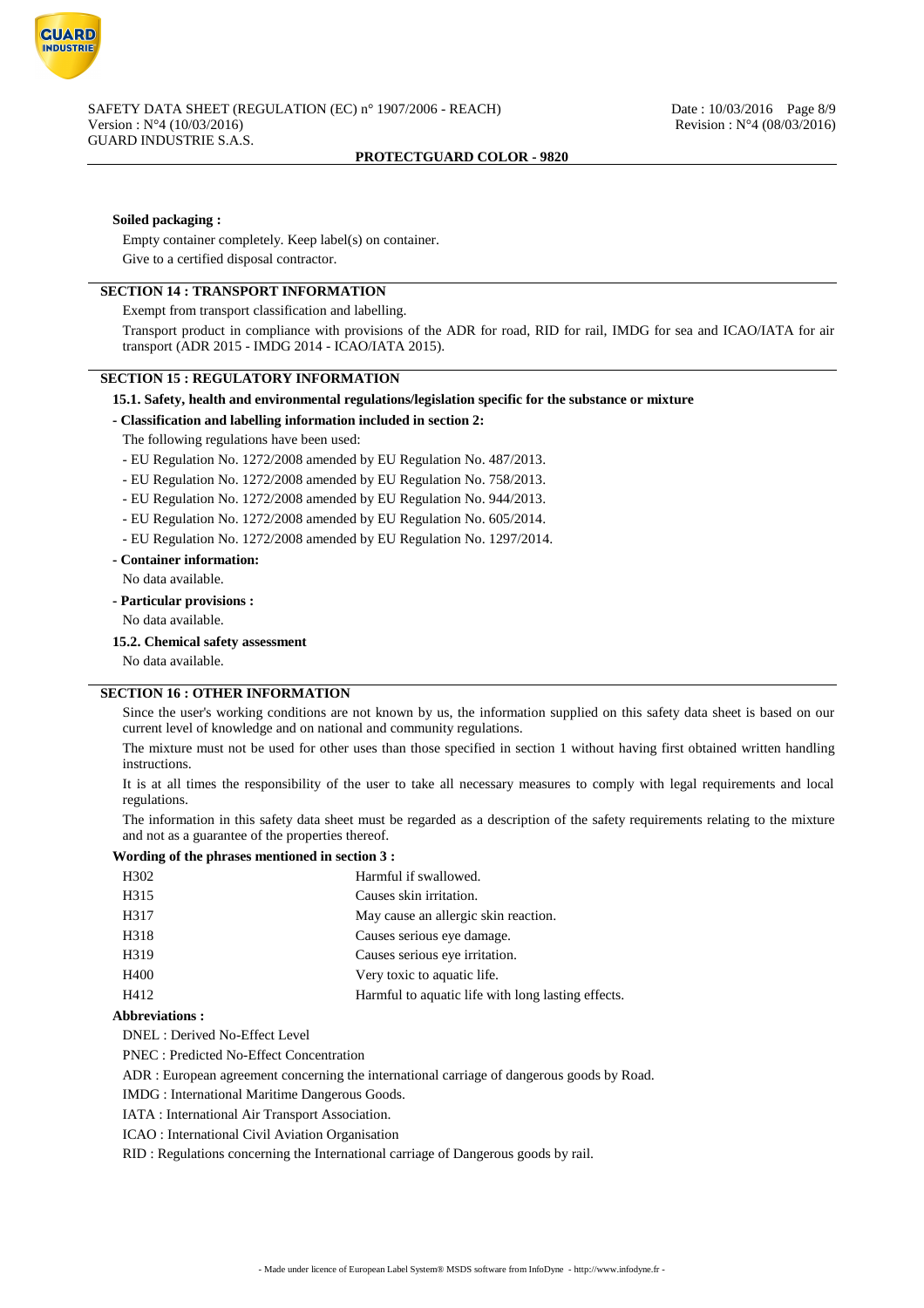**Soiled packaging :**

Empty container completely. Keep label(s) on container.

Give to a certified disposal contractor.

## SECTION 14 : TRANSPORT INFORMATION

Exempt from transport classification and labelling.

Transport product in compliance with provisions of the ADR for road, RID for rail, IMDG for sea and ICAO/IATA for air transport (ADR 2015 - IMDG 2014 - ICAO/IATA 2015).

## SECTION 15 : REGULATORY INFORMATION

**15.1. Safety, health and environmental regulations/legislation specific for the substance or mixture**

**- Classification and labelling information included in section 2:**

The following regulations have been used:

- EU Regulation No. 1272/2008 amended by EU Regulation No. 487/2013.
- EU Regulation No. 1272/2008 amended by EU Regulation No. 758/2013.
- EU Regulation No. 1272/2008 amended by EU Regulation No. 944/2013.
- EU Regulation No. 1272/2008 amended by EU Regulation No. 605/2014.
- EU Regulation No. 1272/2008 amended by EU Regulation No. 1297/2014.

**- Container information:**

No data available.

**- Particular provisions :**

No data available.

**15.2. Chemical safety assessment**

No data available.

## SECTION 16 : OTHER INFORMATION

Since the user's working conditions are not known by us, the information supplied on this safety data sheet is based on our current level of knowledge and on national and community regulations.

The mixture must not be used for other uses than those specified in section 1 without having first obtained written handling instructions.

It is at all times the responsibility of the user to take all necessary measures to comply with legal requirements and local regulations.

The information in this safety data sheet must be regarded as a description of the safety requirements relating to the mixture and not as a guarantee of the properties thereof.

**Wording of the phrases mentioned in section 3 :**

| | |
|---|---|
| H302 | Harmful if swallowed. |
| H315 | Causes skin irritation. |
| H317 | May cause an allergic skin reaction. |
| H318 | Causes serious eye damage. |
| H319 | Causes serious eye irritation. |
| H400 | Very toxic to aquatic life. |
| H412 | Harmful to aquatic life with long lasting effects. |

**Abbreviations :**

DNEL : Derived No-Effect Level

PNEC : Predicted No-Effect Concentration

ADR : European agreement concerning the international carriage of dangerous goods by Road.

IMDG : International Maritime Dangerous Goods.

IATA : International Air Transport Association.

ICAO : International Civil Aviation Organisation

RID : Regulations concerning the International carriage of Dangerous goods by rail.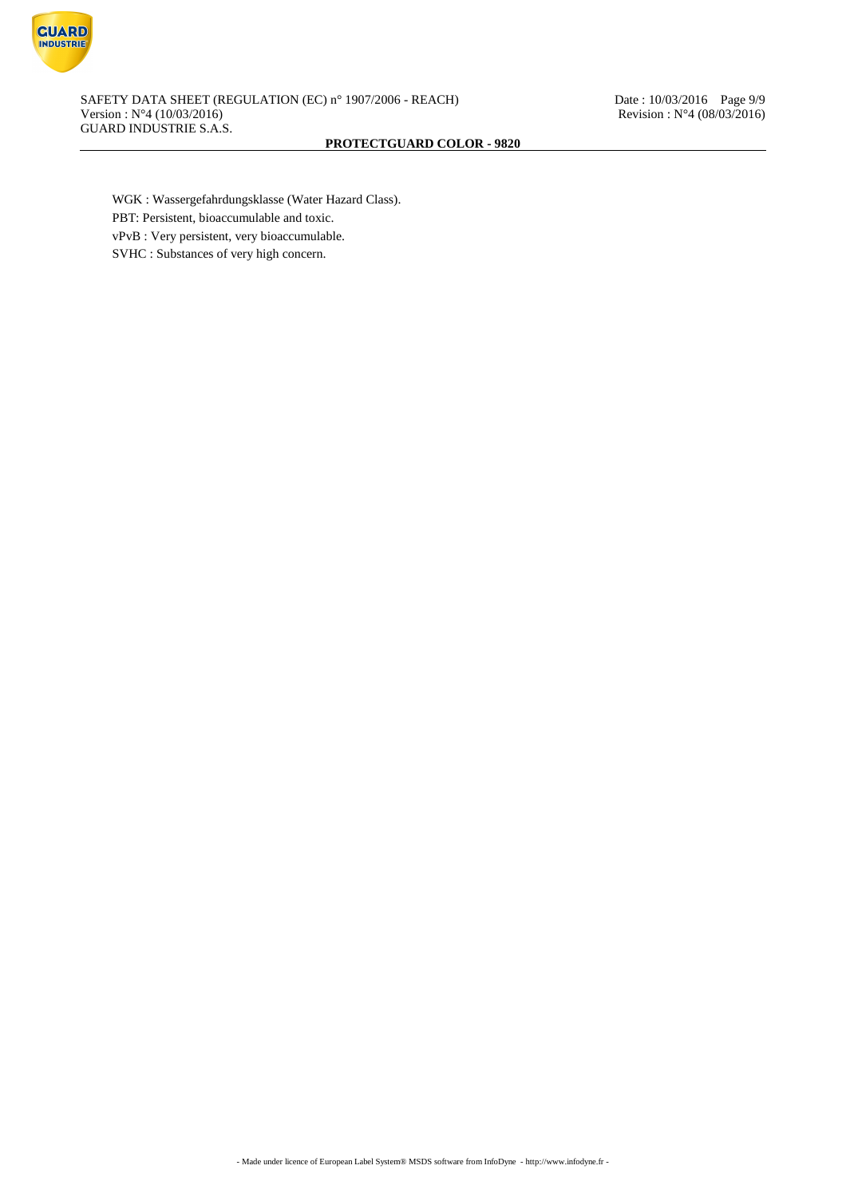WGK : Wassergefahrdungsklasse (Water Hazard Class).

PBT: Persistent, bioaccumulable and toxic.

vPvB : Very persistent, very bioaccumulable.

SVHC : Substances of very high concern.